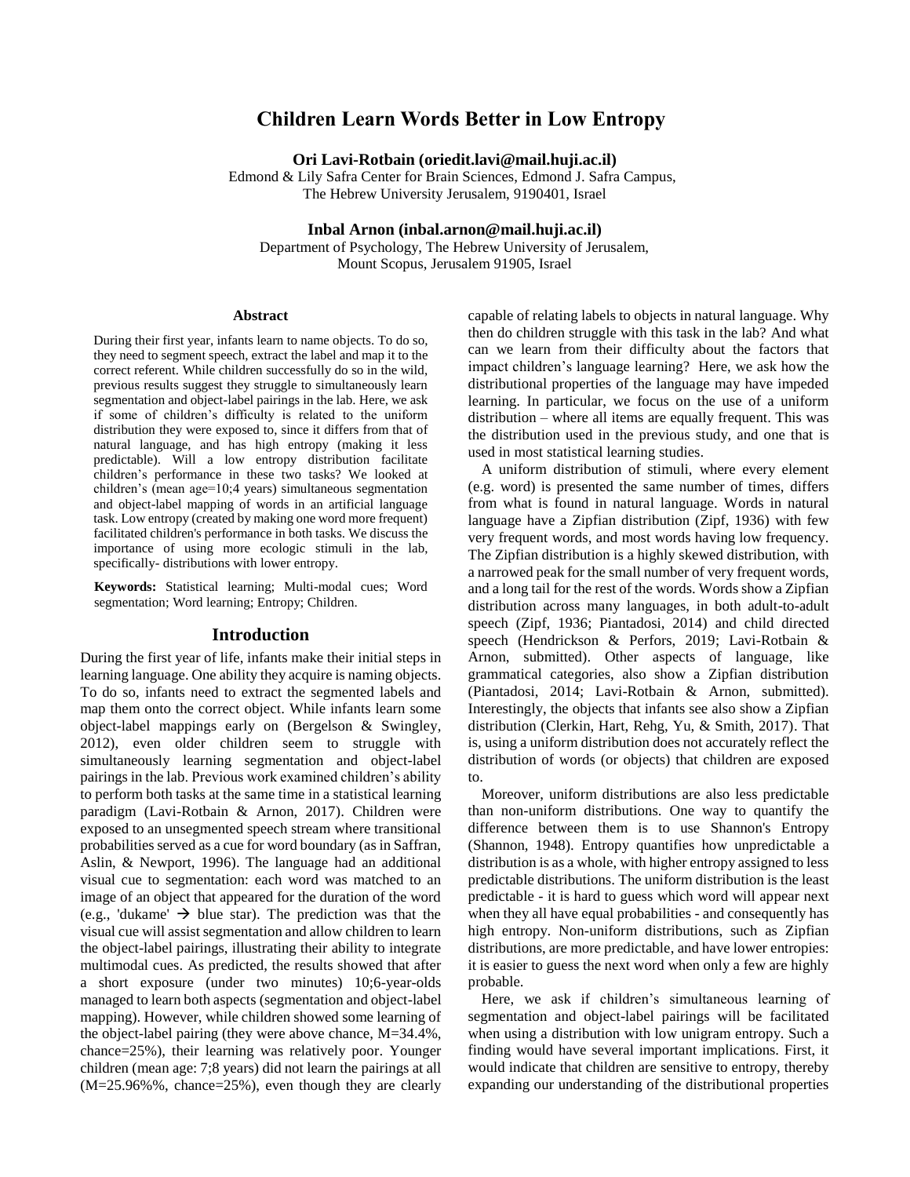# Children Learn Words Better in Low Entropy

**Ori Lavi-Rotbain (oriedit.lavi@mail.huji.ac.il)**
Edmond & Lily Safra Center for Brain Sciences, Edmond J. Safra Campus,
The Hebrew University Jerusalem, 9190401, Israel

**Inbal Arnon (inbal.arnon@mail.huji.ac.il)**
Department of Psychology, The Hebrew University of Jerusalem,
Mount Scopus, Jerusalem 91905, Israel

## Abstract

During their first year, infants learn to name objects. To do so, they need to segment speech, extract the label and map it to the correct referent. While children successfully do so in the wild, previous results suggest they struggle to simultaneously learn segmentation and object-label pairings in the lab. Here, we ask if some of children's difficulty is related to the uniform distribution they were exposed to, since it differs from that of natural language, and has high entropy (making it less predictable). Will a low entropy distribution facilitate children's performance in these two tasks? We looked at children's (mean age=10;4 years) simultaneous segmentation and object-label mapping of words in an artificial language task. Low entropy (created by making one word more frequent) facilitated children's performance in both tasks. We discuss the importance of using more ecologic stimuli in the lab, specifically- distributions with lower entropy.

**Keywords:** Statistical learning; Multi-modal cues; Word segmentation; Word learning; Entropy; Children.

## Introduction

During the first year of life, infants make their initial steps in learning language. One ability they acquire is naming objects. To do so, infants need to extract the segmented labels and map them onto the correct object. While infants learn some object-label mappings early on (Bergelson & Swingley, 2012), even older children seem to struggle with simultaneously learning segmentation and object-label pairings in the lab. Previous work examined children's ability to perform both tasks at the same time in a statistical learning paradigm (Lavi-Rotbain & Arnon, 2017). Children were exposed to an unsegmented speech stream where transitional probabilities served as a cue for word boundary (as in Saffran, Aslin, & Newport, 1996). The language had an additional visual cue to segmentation: each word was matched to an image of an object that appeared for the duration of the word (e.g., 'dukame' → blue star). The prediction was that the visual cue will assist segmentation and allow children to learn the object-label pairings, illustrating their ability to integrate multimodal cues. As predicted, the results showed that after a short exposure (under two minutes) 10;6-year-olds managed to learn both aspects (segmentation and object-label mapping). However, while children showed some learning of the object-label pairing (they were above chance, M=34.4%, chance=25%), their learning was relatively poor. Younger children (mean age: 7;8 years) did not learn the pairings at all (M=25.96%%, chance=25%), even though they are clearly capable of relating labels to objects in natural language. Why then do children struggle with this task in the lab? And what can we learn from their difficulty about the factors that impact children's language learning? Here, we ask how the distributional properties of the language may have impeded learning. In particular, we focus on the use of a uniform distribution – where all items are equally frequent. This was the distribution used in the previous study, and one that is used in most statistical learning studies.

A uniform distribution of stimuli, where every element (e.g. word) is presented the same number of times, differs from what is found in natural language. Words in natural language have a Zipfian distribution (Zipf, 1936) with few very frequent words, and most words having low frequency. The Zipfian distribution is a highly skewed distribution, with a narrowed peak for the small number of very frequent words, and a long tail for the rest of the words. Words show a Zipfian distribution across many languages, in both adult-to-adult speech (Zipf, 1936; Piantadosi, 2014) and child directed speech (Hendrickson & Perfors, 2019; Lavi-Rotbain & Arnon, submitted). Other aspects of language, like grammatical categories, also show a Zipfian distribution (Piantadosi, 2014; Lavi-Rotbain & Arnon, submitted). Interestingly, the objects that infants see also show a Zipfian distribution (Clerkin, Hart, Rehg, Yu, & Smith, 2017). That is, using a uniform distribution does not accurately reflect the distribution of words (or objects) that children are exposed to.

Moreover, uniform distributions are also less predictable than non-uniform distributions. One way to quantify the difference between them is to use Shannon's Entropy (Shannon, 1948). Entropy quantifies how unpredictable a distribution is as a whole, with higher entropy assigned to less predictable distributions. The uniform distribution is the least predictable - it is hard to guess which word will appear next when they all have equal probabilities - and consequently has high entropy. Non-uniform distributions, such as Zipfian distributions, are more predictable, and have lower entropies: it is easier to guess the next word when only a few are highly probable.

Here, we ask if children's simultaneous learning of segmentation and object-label pairings will be facilitated when using a distribution with low unigram entropy. Such a finding would have several important implications. First, it would indicate that children are sensitive to entropy, thereby expanding our understanding of the distributional properties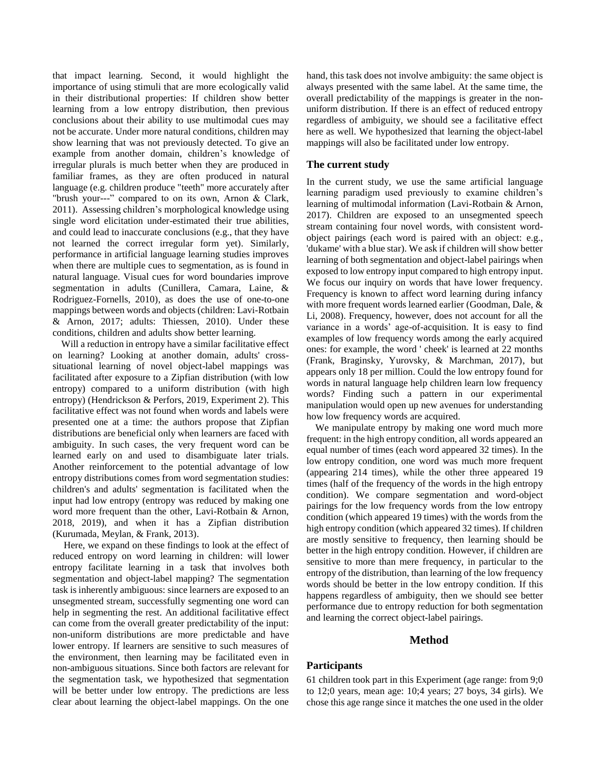that impact learning. Second, it would highlight the importance of using stimuli that are more ecologically valid in their distributional properties: If children show better learning from a low entropy distribution, then previous conclusions about their ability to use multimodal cues may not be accurate. Under more natural conditions, children may show learning that was not previously detected. To give an example from another domain, children's knowledge of irregular plurals is much better when they are produced in familiar frames, as they are often produced in natural language (e.g. children produce "teeth" more accurately after "brush your---" compared to on its own, Arnon & Clark, 2011). Assessing children's morphological knowledge using single word elicitation under-estimated their true abilities, and could lead to inaccurate conclusions (e.g., that they have not learned the correct irregular form yet). Similarly, performance in artificial language learning studies improves when there are multiple cues to segmentation, as is found in natural language. Visual cues for word boundaries improve segmentation in adults (Cunillera, Camara, Laine, & Rodriguez-Fornells, 2010), as does the use of one-to-one mappings between words and objects (children: Lavi-Rotbain & Arnon, 2017; adults: Thiessen, 2010). Under these conditions, children and adults show better learning.

Will a reduction in entropy have a similar facilitative effect on learning? Looking at another domain, adults' cross-situational learning of novel object-label mappings was facilitated after exposure to a Zipfian distribution (with low entropy) compared to a uniform distribution (with high entropy) (Hendrickson & Perfors, 2019, Experiment 2). This facilitative effect was not found when words and labels were presented one at a time: the authors propose that Zipfian distributions are beneficial only when learners are faced with ambiguity. In such cases, the very frequent word can be learned early on and used to disambiguate later trials. Another reinforcement to the potential advantage of low entropy distributions comes from word segmentation studies: children's and adults' segmentation is facilitated when the input had low entropy (entropy was reduced by making one word more frequent than the other, Lavi-Rotbain & Arnon, 2018, 2019), and when it has a Zipfian distribution (Kurumada, Meylan, & Frank, 2013).

Here, we expand on these findings to look at the effect of reduced entropy on word learning in children: will lower entropy facilitate learning in a task that involves both segmentation and object-label mapping? The segmentation task is inherently ambiguous: since learners are exposed to an unsegmented stream, successfully segmenting one word can help in segmenting the rest. An additional facilitative effect can come from the overall greater predictability of the input: non-uniform distributions are more predictable and have lower entropy. If learners are sensitive to such measures of the environment, then learning may be facilitated even in non-ambiguous situations. Since both factors are relevant for the segmentation task, we hypothesized that segmentation will be better under low entropy. The predictions are less clear about learning the object-label mappings. On the one hand, this task does not involve ambiguity: the same object is always presented with the same label. At the same time, the overall predictability of the mappings is greater in the non-uniform distribution. If there is an effect of reduced entropy regardless of ambiguity, we should see a facilitative effect here as well. We hypothesized that learning the object-label mappings will also be facilitated under low entropy.

### The current study

In the current study, we use the same artificial language learning paradigm used previously to examine children's learning of multimodal information (Lavi-Rotbain & Arnon, 2017). Children are exposed to an unsegmented speech stream containing four novel words, with consistent word-object pairings (each word is paired with an object: e.g., 'dukame' with a blue star). We ask if children will show better learning of both segmentation and object-label pairings when exposed to low entropy input compared to high entropy input. We focus our inquiry on words that have lower frequency. Frequency is known to affect word learning during infancy with more frequent words learned earlier (Goodman, Dale, & Li, 2008). Frequency, however, does not account for all the variance in a words' age-of-acquisition. It is easy to find examples of low frequency words among the early acquired ones: for example, the word ' cheek' is learned at 22 months (Frank, Braginsky, Yurovsky, & Marchman, 2017), but appears only 18 per million. Could the low entropy found for words in natural language help children learn low frequency words? Finding such a pattern in our experimental manipulation would open up new avenues for understanding how low frequency words are acquired.

We manipulate entropy by making one word much more frequent: in the high entropy condition, all words appeared an equal number of times (each word appeared 32 times). In the low entropy condition, one word was much more frequent (appearing 214 times), while the other three appeared 19 times (half of the frequency of the words in the high entropy condition). We compare segmentation and word-object pairings for the low frequency words from the low entropy condition (which appeared 19 times) with the words from the high entropy condition (which appeared 32 times). If children are mostly sensitive to frequency, then learning should be better in the high entropy condition. However, if children are sensitive to more than mere frequency, in particular to the entropy of the distribution, than learning of the low frequency words should be better in the low entropy condition. If this happens regardless of ambiguity, then we should see better performance due to entropy reduction for both segmentation and learning the correct object-label pairings.

## Method

### Participants

61 children took part in this Experiment (age range: from 9;0 to 12;0 years, mean age: 10;4 years; 27 boys, 34 girls). We chose this age range since it matches the one used in the older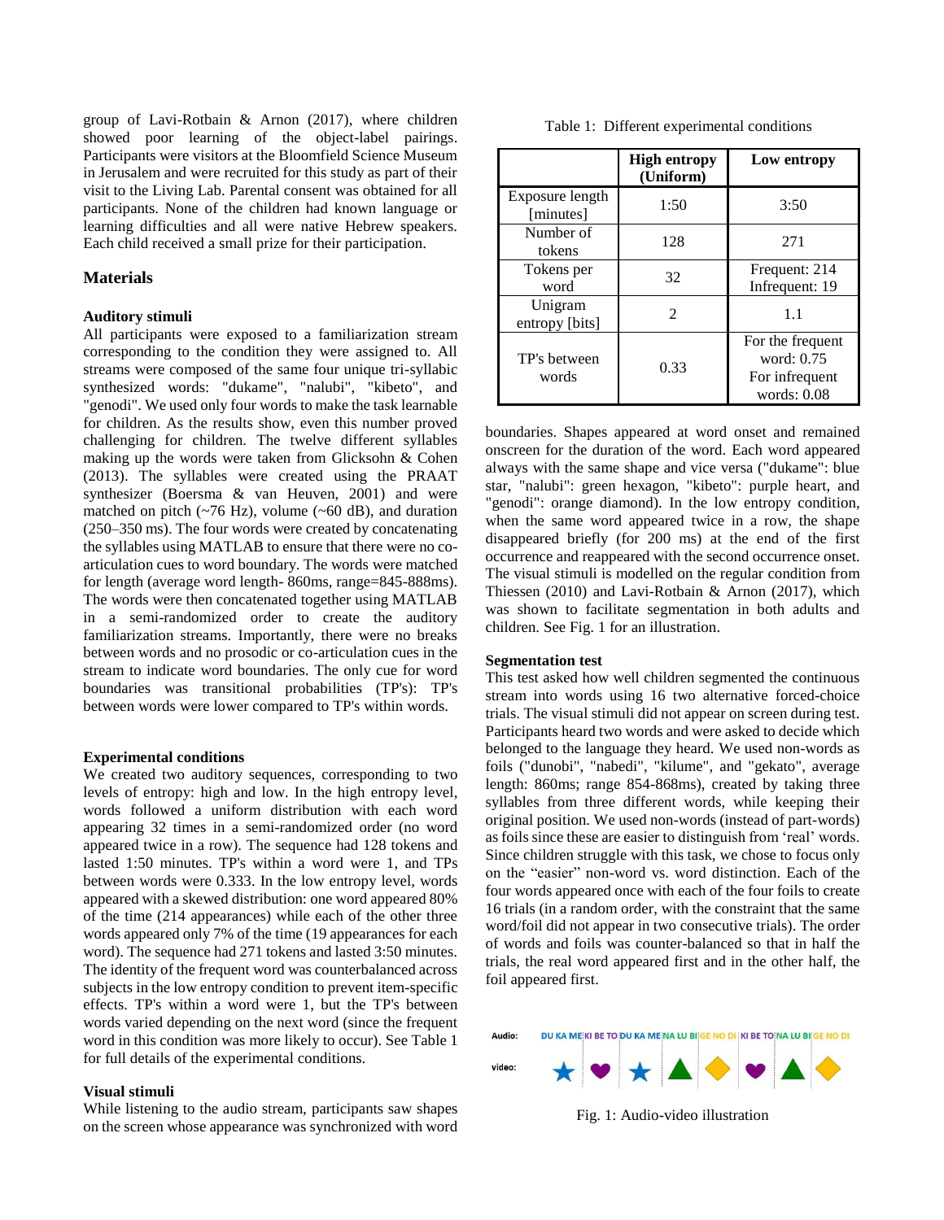group of Lavi-Rotbain & Arnon (2017), where children showed poor learning of the object-label pairings. Participants were visitors at the Bloomfield Science Museum in Jerusalem and were recruited for this study as part of their visit to the Living Lab. Parental consent was obtained for all participants. None of the children had known language or learning difficulties and all were native Hebrew speakers. Each child received a small prize for their participation.

## Materials

### Auditory stimuli

All participants were exposed to a familiarization stream corresponding to the condition they were assigned to. All streams were composed of the same four unique tri-syllabic synthesized words: "dukame", "nalubi", "kibeto", and "genodi". We used only four words to make the task learnable for children. As the results show, even this number proved challenging for children. The twelve different syllables making up the words were taken from Glicksohn & Cohen (2013). The syllables were created using the PRAAT synthesizer (Boersma & van Heuven, 2001) and were matched on pitch (~76 Hz), volume (~60 dB), and duration (250–350 ms). The four words were created by concatenating the syllables using MATLAB to ensure that there were no co-articulation cues to word boundary. The words were matched for length (average word length- 860ms, range=845-888ms). The words were then concatenated together using MATLAB in a semi-randomized order to create the auditory familiarization streams. Importantly, there were no breaks between words and no prosodic or co-articulation cues in the stream to indicate word boundaries. The only cue for word boundaries was transitional probabilities (TP's): TP's between words were lower compared to TP's within words.

### Experimental conditions

We created two auditory sequences, corresponding to two levels of entropy: high and low. In the high entropy level, words followed a uniform distribution with each word appearing 32 times in a semi-randomized order (no word appeared twice in a row). The sequence had 128 tokens and lasted 1:50 minutes. TP's within a word were 1, and TPs between words were 0.333. In the low entropy level, words appeared with a skewed distribution: one word appeared 80% of the time (214 appearances) while each of the other three words appeared only 7% of the time (19 appearances for each word). The sequence had 271 tokens and lasted 3:50 minutes. The identity of the frequent word was counterbalanced across subjects in the low entropy condition to prevent item-specific effects. TP's within a word were 1, but the TP's between words varied depending on the next word (since the frequent word in this condition was more likely to occur). See Table 1 for full details of the experimental conditions.

Table 1: Different experimental conditions

| | High entropy (Uniform) | Low entropy |
|---|---|---|
| Exposure length [minutes] | 1:50 | 3:50 |
| Number of tokens | 128 | 271 |
| Tokens per word | 32 | Frequent: 214<br>Infrequent: 19 |
| Unigram entropy [bits] | 2 | 1.1 |
| TP's between words | 0.33 | For the frequent word: 0.75<br>For infrequent words: 0.08 |

### Visual stimuli

While listening to the audio stream, participants saw shapes on the screen whose appearance was synchronized with word boundaries. Shapes appeared at word onset and remained onscreen for the duration of the word. Each word appeared always with the same shape and vice versa ("dukame": blue star, "nalubi": green hexagon, "kibeto": purple heart, and "genodi": orange diamond). In the low entropy condition, when the same word appeared twice in a row, the shape disappeared briefly (for 200 ms) at the end of the first occurrence and reappeared with the second occurrence onset. The visual stimuli is modelled on the regular condition from Thiessen (2010) and Lavi-Rotbain & Arnon (2017), which was shown to facilitate segmentation in both adults and children. See Fig. 1 for an illustration.

### Segmentation test

This test asked how well children segmented the continuous stream into words using 16 two alternative forced-choice trials. The visual stimuli did not appear on screen during test. Participants heard two words and were asked to decide which belonged to the language they heard. We used non-words as foils ("dunobi", "nabedi", "kilume", and "gekato", average length: 860ms; range 854-868ms), created by taking three syllables from three different words, while keeping their original position. We used non-words (instead of part-words) as foils since these are easier to distinguish from 'real' words. Since children struggle with this task, we chose to focus only on the "easier" non-word vs. word distinction. Each of the four words appeared once with each of the four foils to create 16 trials (in a random order, with the constraint that the same word/foil did not appear in two consecutive trials). The order of words and foils was counter-balanced so that in half the trials, the real word appeared first and in the other half, the foil appeared first.

Audio: DU KA ME | KI BE TO | DU KA ME | NA LU BI | GE NO DI | KI BE TO | NA LU BI | GE NO DI

video:

Fig. 1: Audio-video illustration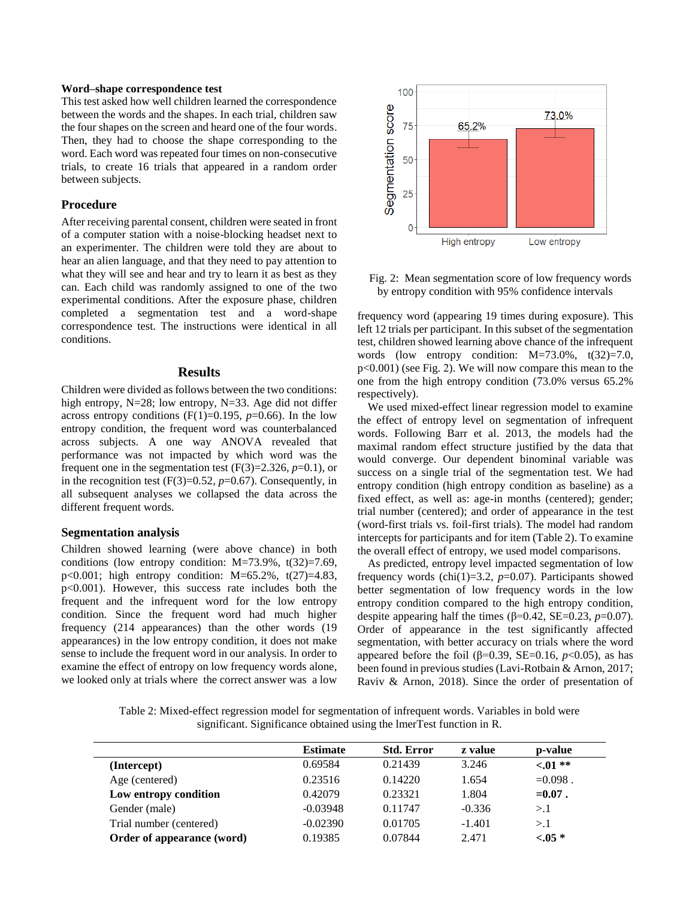**Word–shape correspondence test**

This test asked how well children learned the correspondence between the words and the shapes. In each trial, children saw the four shapes on the screen and heard one of the four words. Then, they had to choose the shape corresponding to the word. Each word was repeated four times on non-consecutive trials, to create 16 trials that appeared in a random order between subjects.

## Procedure

After receiving parental consent, children were seated in front of a computer station with a noise-blocking headset next to an experimenter. The children were told they are about to hear an alien language, and that they need to pay attention to what they will see and hear and try to learn it as best as they can. Each child was randomly assigned to one of the two experimental conditions. After the exposure phase, children completed a segmentation test and a word-shape correspondence test. The instructions were identical in all conditions.

## Results

Children were divided as follows between the two conditions: high entropy, N=28; low entropy, N=33. Age did not differ across entropy conditions ($F(1)=0.195$, $p=0.66$). In the low entropy condition, the frequent word was counterbalanced across subjects. A one way ANOVA revealed that performance was not impacted by which word was the frequent one in the segmentation test ($F(3)=2.326$, $p=0.1$), or in the recognition test ($F(3)=0.52$, $p=0.67$). Consequently, in all subsequent analyses we collapsed the data across the different frequent words.

### Segmentation analysis

Children showed learning (were above chance) in both conditions (low entropy condition: M=73.9%, $t(32)=7.69$, $p<0.001$; high entropy condition: M=65.2%, $t(27)=4.83$, $p<0.001$). However, this success rate includes both the frequent and the infrequent word for the low entropy condition. Since the frequent word had much higher frequency (214 appearances) than the other words (19 appearances) in the low entropy condition, it does not make sense to include the frequent word in our analysis. In order to examine the effect of entropy on low frequency words alone, we looked only at trials where the correct answer was a low frequency word (appearing 19 times during exposure). This left 12 trials per participant. In this subset of the segmentation test, children showed learning above chance of the infrequent words (low entropy condition: M=73.0%, $t(32)=7.0$, $p<0.001$) (see Fig. 2). We will now compare this mean to the one from the high entropy condition (73.0% versus 65.2% respectively).

Fig. 2: Mean segmentation score of low frequency words by entropy condition with 95% confidence intervals

We used mixed-effect linear regression model to examine the effect of entropy level on segmentation of infrequent words. Following Barr et al. 2013, the models had the maximal random effect structure justified by the data that would converge. Our dependent binominal variable was success on a single trial of the segmentation test. We had entropy condition (high entropy condition as baseline) as a fixed effect, as well as: age-in months (centered); gender; trial number (centered); and order of appearance in the test (word-first trials vs. foil-first trials). The model had random intercepts for participants and for item (Table 2). To examine the overall effect of entropy, we used model comparisons.

As predicted, entropy level impacted segmentation of low frequency words ($chi(1)=3.2$, $p=0.07$). Participants showed better segmentation of low frequency words in the low entropy condition compared to the high entropy condition, despite appearing half the times ($\beta=0.42$, $SE=0.23$, $p=0.07$). Order of appearance in the test significantly affected segmentation, with better accuracy on trials where the word appeared before the foil ($\beta=0.39$, $SE=0.16$, $p<0.05$), as has been found in previous studies (Lavi-Rotbain & Arnon, 2017; Raviv & Arnon, 2018). Since the order of presentation of

Table 2: Mixed-effect regression model for segmentation of infrequent words. Variables in bold were significant. Significance obtained using the lmerTest function in R.

| | Estimate | Std. Error | z value | p-value |
|---|---|---|---|---|
| **(Intercept)** | 0.69584 | 0.21439 | 3.246 | **<.01 \*\*** |
| Age (centered) | 0.23516 | 0.14220 | 1.654 | =0.098 . |
| **Low entropy condition** | 0.42079 | 0.23321 | 1.804 | **=0.07 .** |
| Gender (male) | -0.03948 | 0.11747 | -0.336 | >.1 |
| Trial number (centered) | -0.02390 | 0.01705 | -1.401 | >.1 |
| **Order of appearance (word)** | 0.19385 | 0.07844 | 2.471 | **<.05 \*** |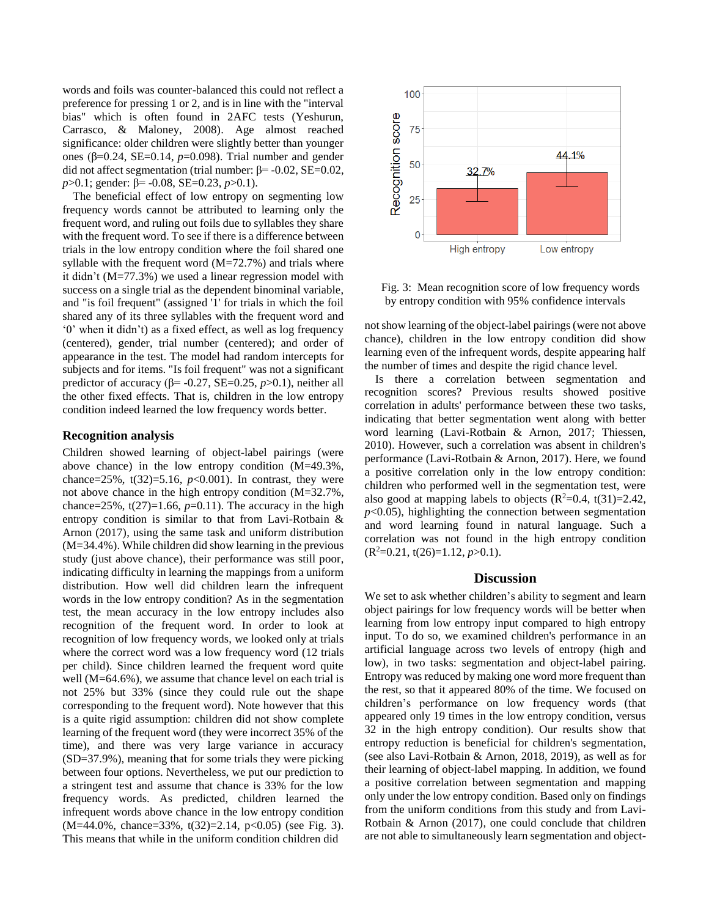words and foils was counter-balanced this could not reflect a preference for pressing 1 or 2, and is in line with the "interval bias" which is often found in 2AFC tests (Yeshurun, Carrasco, & Maloney, 2008). Age almost reached significance: older children were slightly better than younger ones (β=0.24, SE=0.14, *p*=0.098). Trial number and gender did not affect segmentation (trial number: β= -0.02, SE=0.02, *p*>0.1; gender: β= -0.08, SE=0.23, *p*>0.1).

The beneficial effect of low entropy on segmenting low frequency words cannot be attributed to learning only the frequent word, and ruling out foils due to syllables they share with the frequent word. To see if there is a difference between trials in the low entropy condition where the foil shared one syllable with the frequent word (M=72.7%) and trials where it didn't (M=77.3%) we used a linear regression model with success on a single trial as the dependent binominal variable, and "is foil frequent" (assigned '1' for trials in which the foil shared any of its three syllables with the frequent word and '0' when it didn't) as a fixed effect, as well as log frequency (centered), gender, trial number (centered); and order of appearance in the test. The model had random intercepts for subjects and for items. "Is foil frequent" was not a significant predictor of accuracy (β= -0.27, SE=0.25, *p*>0.1), neither all the other fixed effects. That is, children in the low entropy condition indeed learned the low frequency words better.

## Recognition analysis

Children showed learning of object-label pairings (were above chance) in the low entropy condition (M=49.3%, chance=25%, t(32)=5.16, *p*<0.001). In contrast, they were not above chance in the high entropy condition (M=32.7%, chance=25%, t(27)=1.66, *p*=0.11). The accuracy in the high entropy condition is similar to that from Lavi-Rotbain & Arnon (2017), using the same task and uniform distribution (M=34.4%). While children did show learning in the previous study (just above chance), their performance was still poor, indicating difficulty in learning the mappings from a uniform distribution. How well did children learn the infrequent words in the low entropy condition? As in the segmentation test, the mean accuracy in the low entropy includes also recognition of the frequent word. In order to look at recognition of low frequency words, we looked only at trials where the correct word was a low frequency word (12 trials per child). Since children learned the frequent word quite well (M=64.6%), we assume that chance level on each trial is not 25% but 33% (since they could rule out the shape corresponding to the frequent word). Note however that this is a quite rigid assumption: children did not show complete learning of the frequent word (they were incorrect 35% of the time), and there was very large variance in accuracy (SD=37.9%), meaning that for some trials they were picking between four options. Nevertheless, we put our prediction to a stringent test and assume that chance is 33% for the low frequency words. As predicted, children learned the infrequent words above chance in the low entropy condition (M=44.0%, chance=33%, t(32)=2.14, p<0.05) (see Fig. 3). This means that while in the uniform condition children did not show learning of the object-label pairings (were not above chance), children in the low entropy condition did show learning even of the infrequent words, despite appearing half the number of times and despite the rigid chance level.

Fig. 3: Mean recognition score of low frequency words by entropy condition with 95% confidence intervals

Is there a correlation between segmentation and recognition scores? Previous results showed positive correlation in adults' performance between these two tasks, indicating that better segmentation went along with better word learning (Lavi-Rotbain & Arnon, 2017; Thiessen, 2010). However, such a correlation was absent in children's performance (Lavi-Rotbain & Arnon, 2017). Here, we found a positive correlation only in the low entropy condition: children who performed well in the segmentation test, were also good at mapping labels to objects ($R^2$=0.4, t(31)=2.42, *p*<0.05), highlighting the connection between segmentation and word learning found in natural language. Such a correlation was not found in the high entropy condition ($R^2$=0.21, t(26)=1.12, *p*>0.1).

## Discussion

We set to ask whether children's ability to segment and learn object pairings for low frequency words will be better when learning from low entropy input compared to high entropy input. To do so, we examined children's performance in an artificial language across two levels of entropy (high and low), in two tasks: segmentation and object-label pairing. Entropy was reduced by making one word more frequent than the rest, so that it appeared 80% of the time. We focused on children's performance on low frequency words (that appeared only 19 times in the low entropy condition, versus 32 in the high entropy condition). Our results show that entropy reduction is beneficial for children's segmentation, (see also Lavi-Rotbain & Arnon, 2018, 2019), as well as for their learning of object-label mapping. In addition, we found a positive correlation between segmentation and mapping only under the low entropy condition. Based only on findings from the uniform conditions from this study and from Lavi-Rotbain & Arnon (2017), one could conclude that children are not able to simultaneously learn segmentation and object-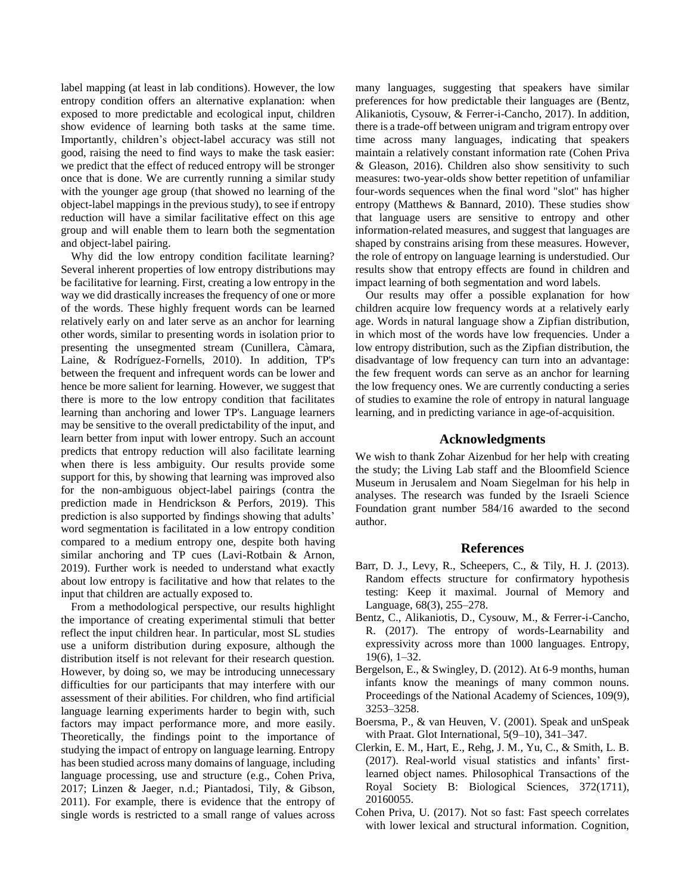label mapping (at least in lab conditions). However, the low entropy condition offers an alternative explanation: when exposed to more predictable and ecological input, children show evidence of learning both tasks at the same time. Importantly, children's object-label accuracy was still not good, raising the need to find ways to make the task easier: we predict that the effect of reduced entropy will be stronger once that is done. We are currently running a similar study with the younger age group (that showed no learning of the object-label mappings in the previous study), to see if entropy reduction will have a similar facilitative effect on this age group and will enable them to learn both the segmentation and object-label pairing.

Why did the low entropy condition facilitate learning? Several inherent properties of low entropy distributions may be facilitative for learning. First, creating a low entropy in the way we did drastically increases the frequency of one or more of the words. These highly frequent words can be learned relatively early on and later serve as an anchor for learning other words, similar to presenting words in isolation prior to presenting the unsegmented stream (Cunillera, Càmara, Laine, & Rodríguez-Fornells, 2010). In addition, TP's between the frequent and infrequent words can be lower and hence be more salient for learning. However, we suggest that there is more to the low entropy condition that facilitates learning than anchoring and lower TP's. Language learners may be sensitive to the overall predictability of the input, and learn better from input with lower entropy. Such an account predicts that entropy reduction will also facilitate learning when there is less ambiguity. Our results provide some support for this, by showing that learning was improved also for the non-ambiguous object-label pairings (contra the prediction made in Hendrickson & Perfors, 2019). This prediction is also supported by findings showing that adults' word segmentation is facilitated in a low entropy condition compared to a medium entropy one, despite both having similar anchoring and TP cues (Lavi-Rotbain & Arnon, 2019). Further work is needed to understand what exactly about low entropy is facilitative and how that relates to the input that children are actually exposed to.

From a methodological perspective, our results highlight the importance of creating experimental stimuli that better reflect the input children hear. In particular, most SL studies use a uniform distribution during exposure, although the distribution itself is not relevant for their research question. However, by doing so, we may be introducing unnecessary difficulties for our participants that may interfere with our assessment of their abilities. For children, who find artificial language learning experiments harder to begin with, such factors may impact performance more, and more easily. Theoretically, the findings point to the importance of studying the impact of entropy on language learning. Entropy has been studied across many domains of language, including language processing, use and structure (e.g., Cohen Priva, 2017; Linzen & Jaeger, n.d.; Piantadosi, Tily, & Gibson, 2011). For example, there is evidence that the entropy of single words is restricted to a small range of values across many languages, suggesting that speakers have similar preferences for how predictable their languages are (Bentz, Alikaniotis, Cysouw, & Ferrer-i-Cancho, 2017). In addition, there is a trade-off between unigram and trigram entropy over time across many languages, indicating that speakers maintain a relatively constant information rate (Cohen Priva & Gleason, 2016). Children also show sensitivity to such measures: two-year-olds show better repetition of unfamiliar four-words sequences when the final word "slot" has higher entropy (Matthews & Bannard, 2010). These studies show that language users are sensitive to entropy and other information-related measures, and suggest that languages are shaped by constrains arising from these measures. However, the role of entropy on language learning is understudied. Our results show that entropy effects are found in children and impact learning of both segmentation and word labels.

Our results may offer a possible explanation for how children acquire low frequency words at a relatively early age. Words in natural language show a Zipfian distribution, in which most of the words have low frequencies. Under a low entropy distribution, such as the Zipfian distribution, the disadvantage of low frequency can turn into an advantage: the few frequent words can serve as an anchor for learning the low frequency ones. We are currently conducting a series of studies to examine the role of entropy in natural language learning, and in predicting variance in age-of-acquisition.

## Acknowledgments

We wish to thank Zohar Aizenbud for her help with creating the study; the Living Lab staff and the Bloomfield Science Museum in Jerusalem and Noam Siegelman for his help in analyses. The research was funded by the Israeli Science Foundation grant number 584/16 awarded to the second author.

## References

Barr, D. J., Levy, R., Scheepers, C., & Tily, H. J. (2013). Random effects structure for confirmatory hypothesis testing: Keep it maximal. Journal of Memory and Language, 68(3), 255–278.

Bentz, C., Alikaniotis, D., Cysouw, M., & Ferrer-i-Cancho, R. (2017). The entropy of words-Learnability and expressivity across more than 1000 languages. Entropy, 19(6), 1–32.

Bergelson, E., & Swingley, D. (2012). At 6-9 months, human infants know the meanings of many common nouns. Proceedings of the National Academy of Sciences, 109(9), 3253–3258.

Boersma, P., & van Heuven, V. (2001). Speak and unSpeak with Praat. Glot International, 5(9–10), 341–347.

Clerkin, E. M., Hart, E., Rehg, J. M., Yu, C., & Smith, L. B. (2017). Real-world visual statistics and infants' first-learned object names. Philosophical Transactions of the Royal Society B: Biological Sciences, 372(1711), 20160055.

Cohen Priva, U. (2017). Not so fast: Fast speech correlates with lower lexical and structural information. Cognition,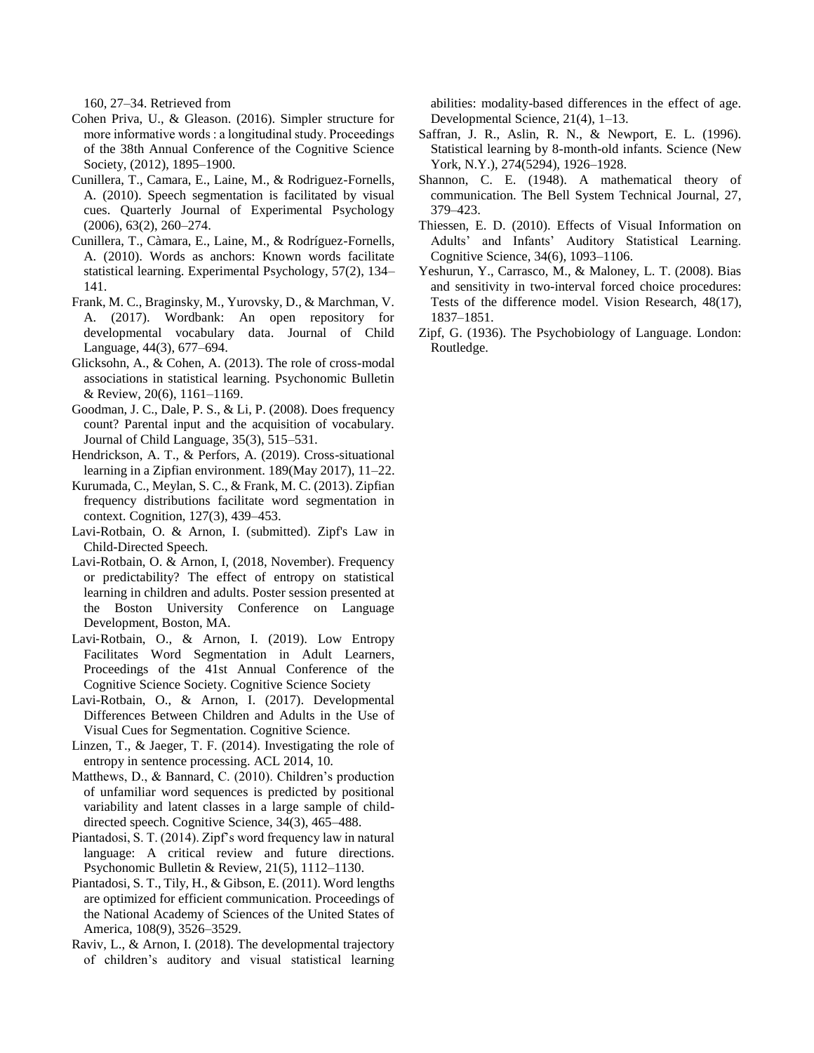160, 27–34. Retrieved from

Cohen Priva, U., & Gleason. (2016). Simpler structure for more informative words : a longitudinal study. Proceedings of the 38th Annual Conference of the Cognitive Science Society, (2012), 1895–1900.

Cunillera, T., Camara, E., Laine, M., & Rodriguez-Fornells, A. (2010). Speech segmentation is facilitated by visual cues. Quarterly Journal of Experimental Psychology (2006), 63(2), 260–274.

Cunillera, T., Càmara, E., Laine, M., & Rodríguez-Fornells, A. (2010). Words as anchors: Known words facilitate statistical learning. Experimental Psychology, 57(2), 134–141.

Frank, M. C., Braginsky, M., Yurovsky, D., & Marchman, V. A. (2017). Wordbank: An open repository for developmental vocabulary data. Journal of Child Language, 44(3), 677–694.

Glicksohn, A., & Cohen, A. (2013). The role of cross-modal associations in statistical learning. Psychonomic Bulletin & Review, 20(6), 1161–1169.

Goodman, J. C., Dale, P. S., & Li, P. (2008). Does frequency count? Parental input and the acquisition of vocabulary. Journal of Child Language, 35(3), 515–531.

Hendrickson, A. T., & Perfors, A. (2019). Cross-situational learning in a Zipfian environment. 189(May 2017), 11–22.

Kurumada, C., Meylan, S. C., & Frank, M. C. (2013). Zipfian frequency distributions facilitate word segmentation in context. Cognition, 127(3), 439–453.

Lavi-Rotbain, O. & Arnon, I. (submitted). Zipf's Law in Child-Directed Speech.

Lavi-Rotbain, O. & Arnon, I, (2018, November). Frequency or predictability? The effect of entropy on statistical learning in children and adults. Poster session presented at the Boston University Conference on Language Development, Boston, MA.

Lavi‐Rotbain, O., & Arnon, I. (2019). Low Entropy Facilitates Word Segmentation in Adult Learners, Proceedings of the 41st Annual Conference of the Cognitive Science Society. Cognitive Science Society

Lavi‐Rotbain, O., & Arnon, I. (2017). Developmental Differences Between Children and Adults in the Use of Visual Cues for Segmentation. Cognitive Science.

Linzen, T., & Jaeger, T. F. (2014). Investigating the role of entropy in sentence processing. ACL 2014, 10.

Matthews, D., & Bannard, C. (2010). Children's production of unfamiliar word sequences is predicted by positional variability and latent classes in a large sample of child-directed speech. Cognitive Science, 34(3), 465–488.

Piantadosi, S. T. (2014). Zipf's word frequency law in natural language: A critical review and future directions. Psychonomic Bulletin & Review, 21(5), 1112–1130.

Piantadosi, S. T., Tily, H., & Gibson, E. (2011). Word lengths are optimized for efficient communication. Proceedings of the National Academy of Sciences of the United States of America, 108(9), 3526–3529.

Raviv, L., & Arnon, I. (2018). The developmental trajectory of children's auditory and visual statistical learning abilities: modality-based differences in the effect of age. Developmental Science, 21(4), 1–13.

Saffran, J. R., Aslin, R. N., & Newport, E. L. (1996). Statistical learning by 8-month-old infants. Science (New York, N.Y.), 274(5294), 1926–1928.

Shannon, C. E. (1948). A mathematical theory of communication. The Bell System Technical Journal, 27, 379–423.

Thiessen, E. D. (2010). Effects of Visual Information on Adults' and Infants' Auditory Statistical Learning. Cognitive Science, 34(6), 1093–1106.

Yeshurun, Y., Carrasco, M., & Maloney, L. T. (2008). Bias and sensitivity in two-interval forced choice procedures: Tests of the difference model. Vision Research, 48(17), 1837–1851.

Zipf, G. (1936). The Psychobiology of Language. London: Routledge.